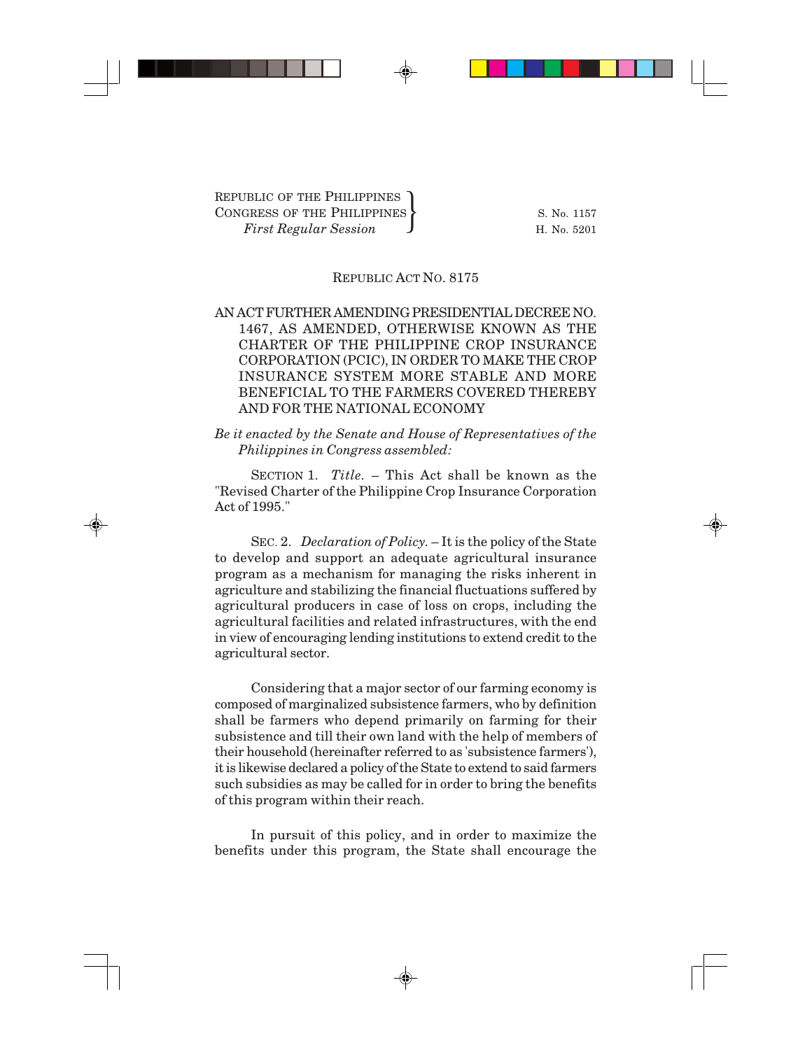REPUBLIC OF THE PHILIPPINES
CONGRESS OF THE PHILIPPINES
*First Regular Session*

S. No. 1157
H. No. 5201

REPUBLIC ACT NO. 8175

# AN ACT FURTHER AMENDING PRESIDENTIAL DECREE NO. 1467, AS AMENDED, OTHERWISE KNOWN AS THE CHARTER OF THE PHILIPPINE CROP INSURANCE CORPORATION (PCIC), IN ORDER TO MAKE THE CROP INSURANCE SYSTEM MORE STABLE AND MORE BENEFICIAL TO THE FARMERS COVERED THEREBY AND FOR THE NATIONAL ECONOMY

*Be it enacted by the Senate and House of Representatives of the Philippines in Congress assembled:*

SECTION 1. *Title.* – This Act shall be known as the "Revised Charter of the Philippine Crop Insurance Corporation Act of 1995."

SEC. 2. *Declaration of Policy.* – It is the policy of the State to develop and support an adequate agricultural insurance program as a mechanism for managing the risks inherent in agriculture and stabilizing the financial fluctuations suffered by agricultural producers in case of loss on crops, including the agricultural facilities and related infrastructures, with the end in view of encouraging lending institutions to extend credit to the agricultural sector.

Considering that a major sector of our farming economy is composed of marginalized subsistence farmers, who by definition shall be farmers who depend primarily on farming for their subsistence and till their own land with the help of members of their household (hereinafter referred to as 'subsistence farmers'), it is likewise declared a policy of the State to extend to said farmers such subsidies as may be called for in order to bring the benefits of this program within their reach.

In pursuit of this policy, and in order to maximize the benefits under this program, the State shall encourage the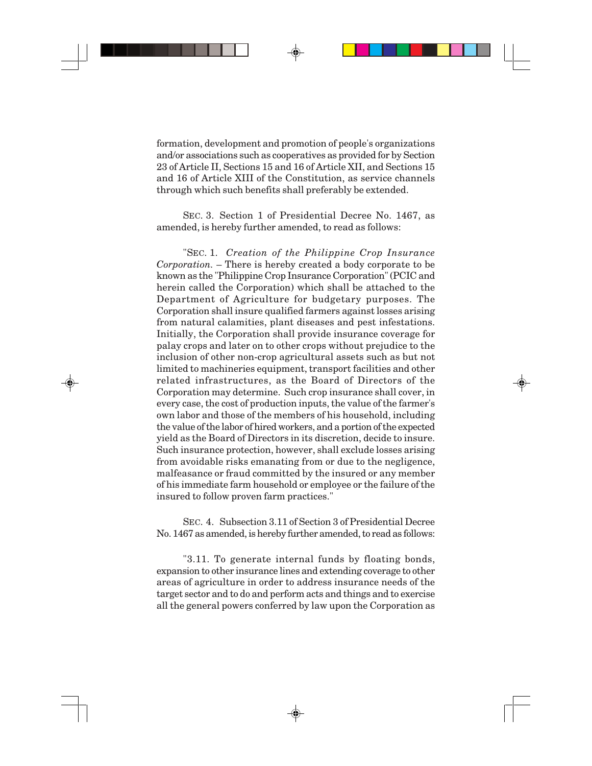formation, development and promotion of people's organizations and/or associations such as cooperatives as provided for by Section 23 of Article II, Sections 15 and 16 of Article XII, and Sections 15 and 16 of Article XIII of the Constitution, as service channels through which such benefits shall preferably be extended.

SEC. 3. Section 1 of Presidential Decree No. 1467, as amended, is hereby further amended, to read as follows:

"SEC. 1. *Creation of the Philippine Crop Insurance Corporation.* – There is hereby created a body corporate to be known as the "Philippine Crop Insurance Corporation" (PCIC and herein called the Corporation) which shall be attached to the Department of Agriculture for budgetary purposes. The Corporation shall insure qualified farmers against losses arising from natural calamities, plant diseases and pest infestations. Initially, the Corporation shall provide insurance coverage for palay crops and later on to other crops without prejudice to the inclusion of other non-crop agricultural assets such as but not limited to machineries equipment, transport facilities and other related infrastructures, as the Board of Directors of the Corporation may determine. Such crop insurance shall cover, in every case, the cost of production inputs, the value of the farmer's own labor and those of the members of his household, including the value of the labor of hired workers, and a portion of the expected yield as the Board of Directors in its discretion, decide to insure. Such insurance protection, however, shall exclude losses arising from avoidable risks emanating from or due to the negligence, malfeasance or fraud committed by the insured or any member of his immediate farm household or employee or the failure of the insured to follow proven farm practices."

SEC. 4. Subsection 3.11 of Section 3 of Presidential Decree No. 1467 as amended, is hereby further amended, to read as follows:

"3.11. To generate internal funds by floating bonds, expansion to other insurance lines and extending coverage to other areas of agriculture in order to address insurance needs of the target sector and to do and perform acts and things and to exercise all the general powers conferred by law upon the Corporation as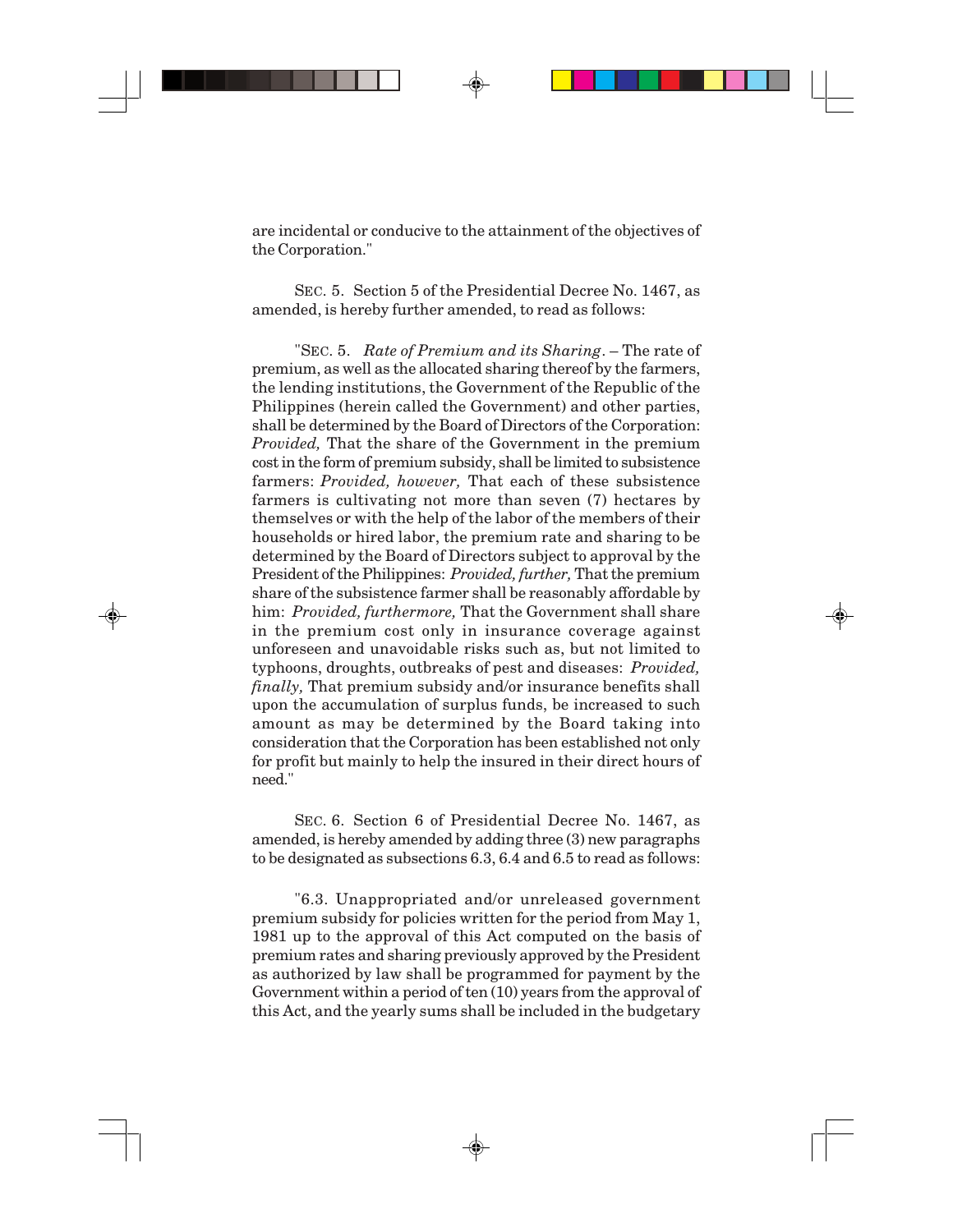are incidental or conducive to the attainment of the objectives of the Corporation."

SEC. 5. Section 5 of the Presidential Decree No. 1467, as amended, is hereby further amended, to read as follows:

"SEC. 5. *Rate of Premium and its Sharing*. – The rate of premium, as well as the allocated sharing thereof by the farmers, the lending institutions, the Government of the Republic of the Philippines (herein called the Government) and other parties, shall be determined by the Board of Directors of the Corporation: *Provided,* That the share of the Government in the premium cost in the form of premium subsidy, shall be limited to subsistence farmers: *Provided, however,* That each of these subsistence farmers is cultivating not more than seven (7) hectares by themselves or with the help of the labor of the members of their households or hired labor, the premium rate and sharing to be determined by the Board of Directors subject to approval by the President of the Philippines: *Provided, further,* That the premium share of the subsistence farmer shall be reasonably affordable by him: *Provided, furthermore,* That the Government shall share in the premium cost only in insurance coverage against unforeseen and unavoidable risks such as, but not limited to typhoons, droughts, outbreaks of pest and diseases: *Provided, finally,* That premium subsidy and/or insurance benefits shall upon the accumulation of surplus funds, be increased to such amount as may be determined by the Board taking into consideration that the Corporation has been established not only for profit but mainly to help the insured in their direct hours of need."

SEC. 6. Section 6 of Presidential Decree No. 1467, as amended, is hereby amended by adding three (3) new paragraphs to be designated as subsections 6.3, 6.4 and 6.5 to read as follows:

"6.3. Unappropriated and/or unreleased government premium subsidy for policies written for the period from May 1, 1981 up to the approval of this Act computed on the basis of premium rates and sharing previously approved by the President as authorized by law shall be programmed for payment by the Government within a period of ten (10) years from the approval of this Act, and the yearly sums shall be included in the budgetary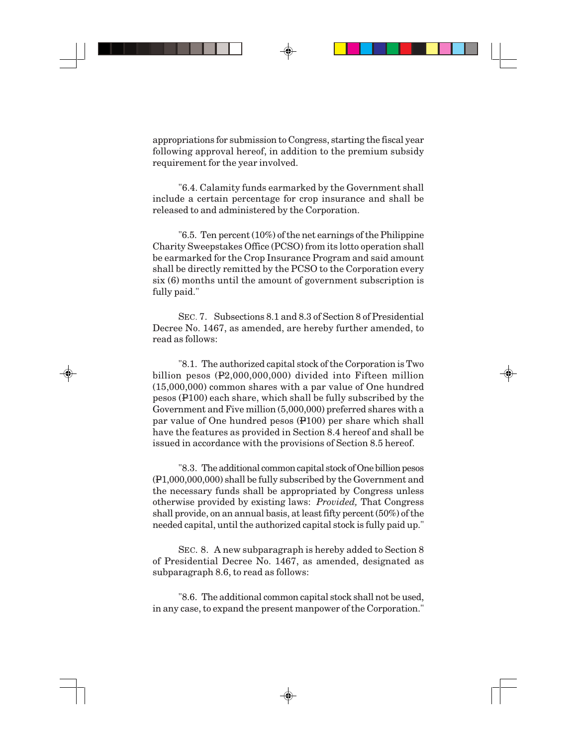appropriations for submission to Congress, starting the fiscal year following approval hereof, in addition to the premium subsidy requirement for the year involved.

"6.4. Calamity funds earmarked by the Government shall include a certain percentage for crop insurance and shall be released to and administered by the Corporation.

"6.5. Ten percent (10%) of the net earnings of the Philippine Charity Sweepstakes Office (PCSO) from its lotto operation shall be earmarked for the Crop Insurance Program and said amount shall be directly remitted by the PCSO to the Corporation every six (6) months until the amount of government subscription is fully paid."

SEC. 7. Subsections 8.1 and 8.3 of Section 8 of Presidential Decree No. 1467, as amended, are hereby further amended, to read as follows:

"8.1. The authorized capital stock of the Corporation is Two billion pesos (₱2,000,000,000) divided into Fifteen million (15,000,000) common shares with a par value of One hundred pesos (₱100) each share, which shall be fully subscribed by the Government and Five million (5,000,000) preferred shares with a par value of One hundred pesos (₱100) per share which shall have the features as provided in Section 8.4 hereof and shall be issued in accordance with the provisions of Section 8.5 hereof.

"8.3. The additional common capital stock of One billion pesos (₱1,000,000,000) shall be fully subscribed by the Government and the necessary funds shall be appropriated by Congress unless otherwise provided by existing laws: *Provided,* That Congress shall provide, on an annual basis, at least fifty percent (50%) of the needed capital, until the authorized capital stock is fully paid up."

SEC. 8. A new subparagraph is hereby added to Section 8 of Presidential Decree No. 1467, as amended, designated as subparagraph 8.6, to read as follows:

"8.6. The additional common capital stock shall not be used, in any case, to expand the present manpower of the Corporation."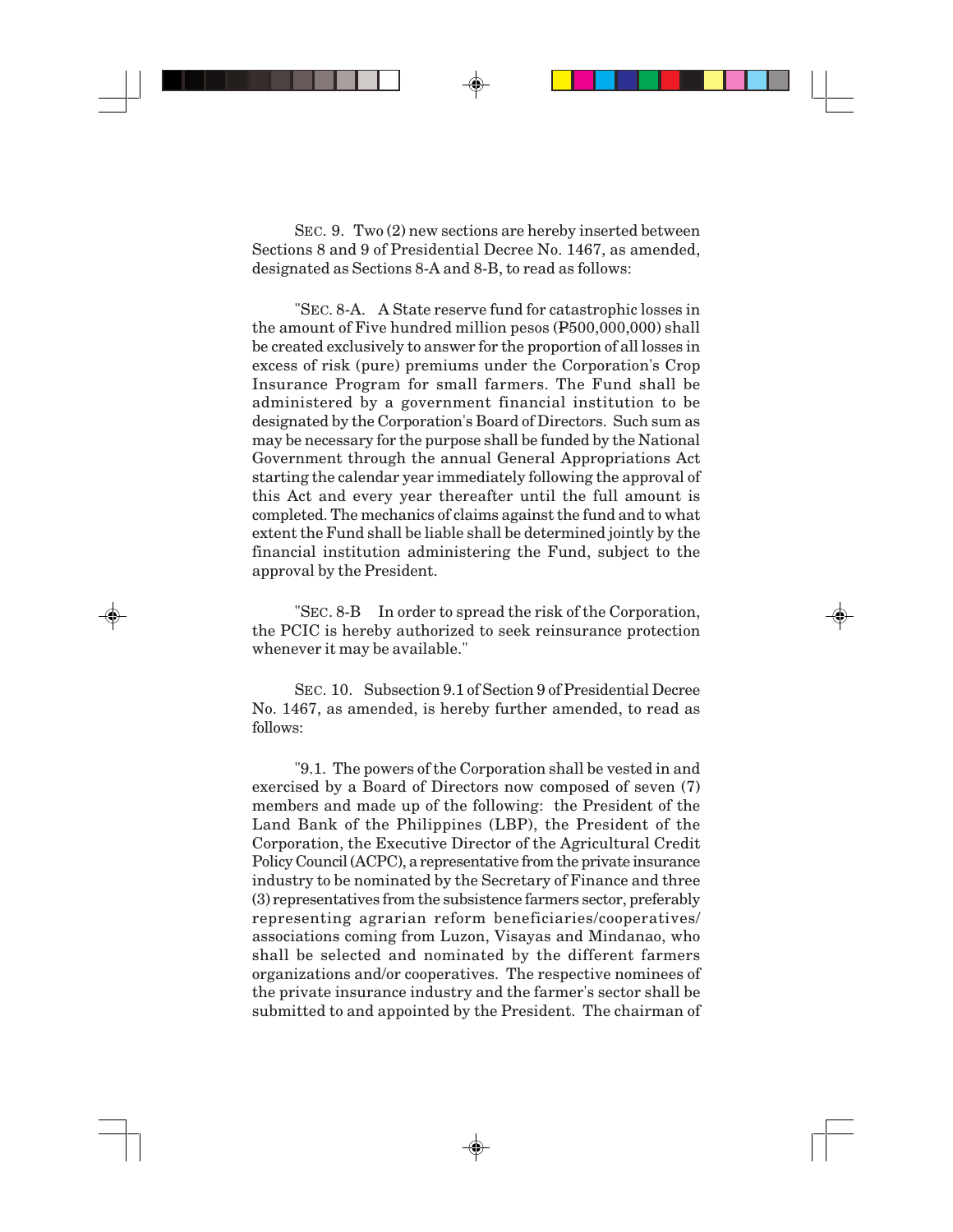SEC. 9. Two (2) new sections are hereby inserted between Sections 8 and 9 of Presidential Decree No. 1467, as amended, designated as Sections 8-A and 8-B, to read as follows:

"SEC. 8-A. A State reserve fund for catastrophic losses in the amount of Five hundred million pesos (₱500,000,000) shall be created exclusively to answer for the proportion of all losses in excess of risk (pure) premiums under the Corporation's Crop Insurance Program for small farmers. The Fund shall be administered by a government financial institution to be designated by the Corporation's Board of Directors. Such sum as may be necessary for the purpose shall be funded by the National Government through the annual General Appropriations Act starting the calendar year immediately following the approval of this Act and every year thereafter until the full amount is completed. The mechanics of claims against the fund and to what extent the Fund shall be liable shall be determined jointly by the financial institution administering the Fund, subject to the approval by the President.

"SEC. 8-B In order to spread the risk of the Corporation, the PCIC is hereby authorized to seek reinsurance protection whenever it may be available."

SEC. 10. Subsection 9.1 of Section 9 of Presidential Decree No. 1467, as amended, is hereby further amended, to read as follows:

"9.1. The powers of the Corporation shall be vested in and exercised by a Board of Directors now composed of seven (7) members and made up of the following: the President of the Land Bank of the Philippines (LBP), the President of the Corporation, the Executive Director of the Agricultural Credit Policy Council (ACPC), a representative from the private insurance industry to be nominated by the Secretary of Finance and three (3) representatives from the subsistence farmers sector, preferably representing agrarian reform beneficiaries/cooperatives/associations coming from Luzon, Visayas and Mindanao, who shall be selected and nominated by the different farmers organizations and/or cooperatives. The respective nominees of the private insurance industry and the farmer's sector shall be submitted to and appointed by the President. The chairman of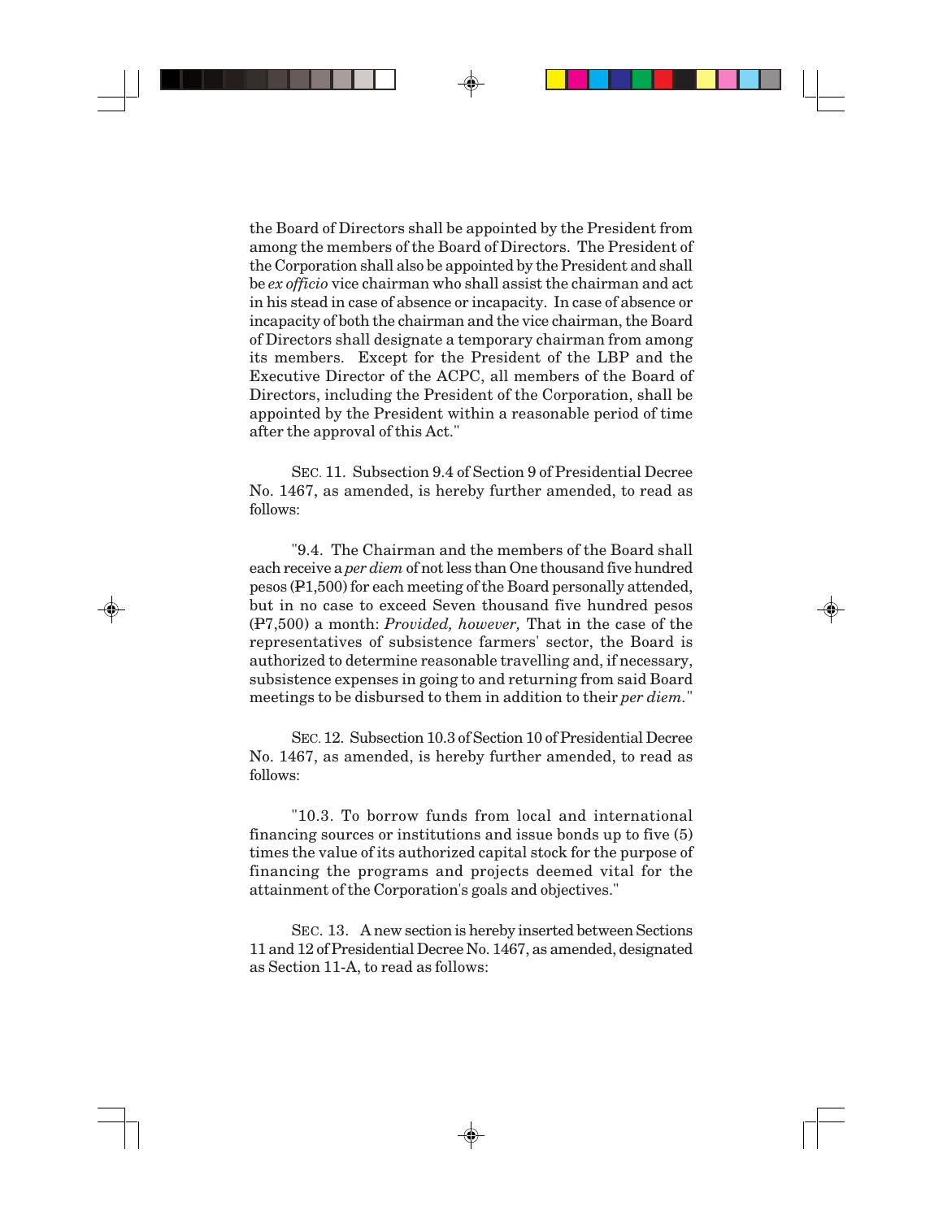the Board of Directors shall be appointed by the President from among the members of the Board of Directors. The President of the Corporation shall also be appointed by the President and shall be *ex officio* vice chairman who shall assist the chairman and act in his stead in case of absence or incapacity. In case of absence or incapacity of both the chairman and the vice chairman, the Board of Directors shall designate a temporary chairman from among its members. Except for the President of the LBP and the Executive Director of the ACPC, all members of the Board of Directors, including the President of the Corporation, shall be appointed by the President within a reasonable period of time after the approval of this Act."

SEC. 11. Subsection 9.4 of Section 9 of Presidential Decree No. 1467, as amended, is hereby further amended, to read as follows:

"9.4. The Chairman and the members of the Board shall each receive a *per diem* of not less than One thousand five hundred pesos (₱1,500) for each meeting of the Board personally attended, but in no case to exceed Seven thousand five hundred pesos (₱7,500) a month: *Provided, however,* That in the case of the representatives of subsistence farmers' sector, the Board is authorized to determine reasonable travelling and, if necessary, subsistence expenses in going to and returning from said Board meetings to be disbursed to them in addition to their *per diem*."

SEC. 12. Subsection 10.3 of Section 10 of Presidential Decree No. 1467, as amended, is hereby further amended, to read as follows:

"10.3. To borrow funds from local and international financing sources or institutions and issue bonds up to five (5) times the value of its authorized capital stock for the purpose of financing the programs and projects deemed vital for the attainment of the Corporation's goals and objectives."

SEC. 13. A new section is hereby inserted between Sections 11 and 12 of Presidential Decree No. 1467, as amended, designated as Section 11-A, to read as follows: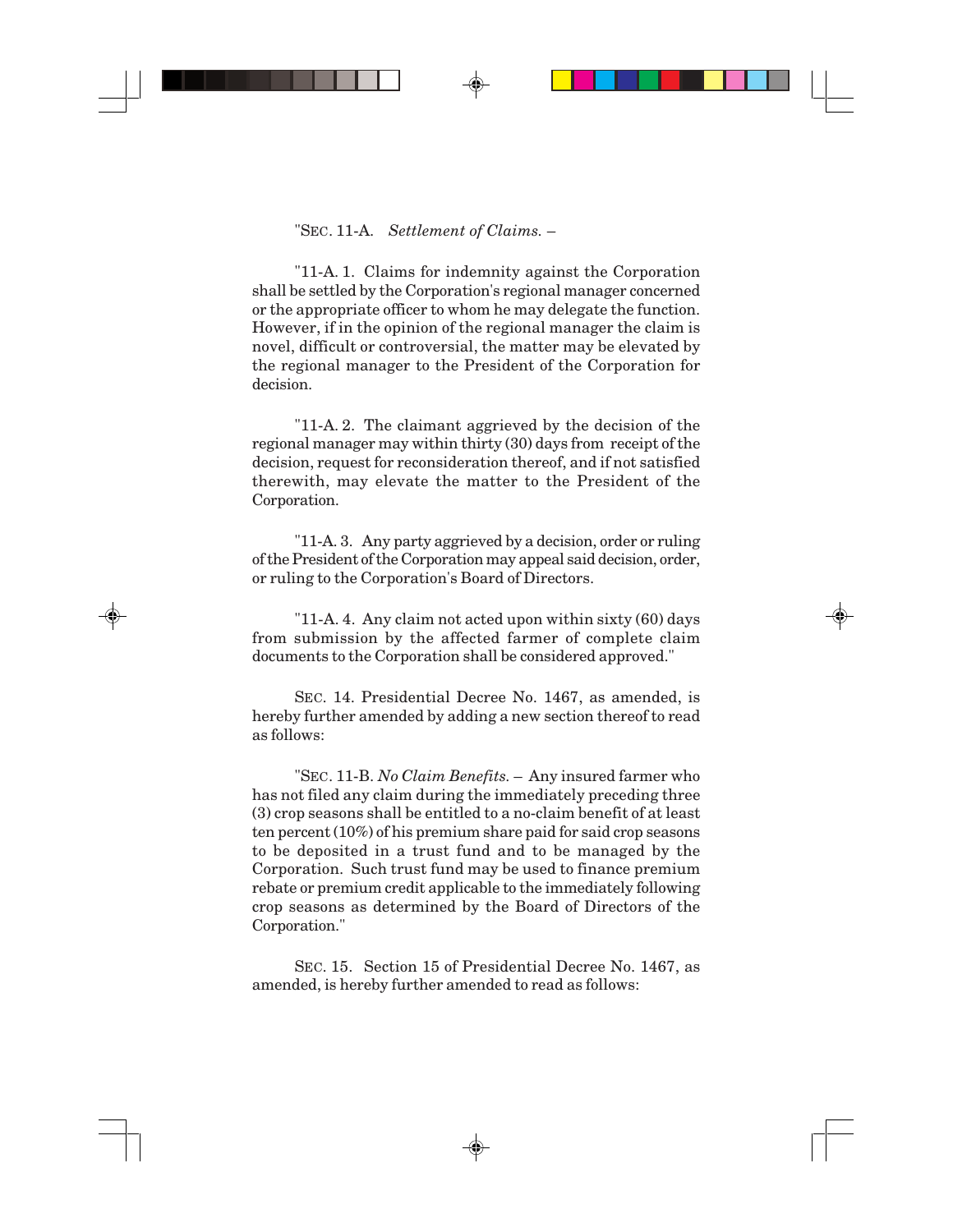"SEC. 11-A. *Settlement of Claims.* –

"11-A. 1. Claims for indemnity against the Corporation shall be settled by the Corporation's regional manager concerned or the appropriate officer to whom he may delegate the function. However, if in the opinion of the regional manager the claim is novel, difficult or controversial, the matter may be elevated by the regional manager to the President of the Corporation for decision.

"11-A. 2. The claimant aggrieved by the decision of the regional manager may within thirty (30) days from receipt of the decision, request for reconsideration thereof, and if not satisfied therewith, may elevate the matter to the President of the Corporation.

"11-A. 3. Any party aggrieved by a decision, order or ruling of the President of the Corporation may appeal said decision, order, or ruling to the Corporation's Board of Directors.

"11-A. 4. Any claim not acted upon within sixty (60) days from submission by the affected farmer of complete claim documents to the Corporation shall be considered approved."

SEC. 14. Presidential Decree No. 1467, as amended, is hereby further amended by adding a new section thereof to read as follows:

"SEC. 11-B. *No Claim Benefits.* – Any insured farmer who has not filed any claim during the immediately preceding three (3) crop seasons shall be entitled to a no-claim benefit of at least ten percent (10%) of his premium share paid for said crop seasons to be deposited in a trust fund and to be managed by the Corporation. Such trust fund may be used to finance premium rebate or premium credit applicable to the immediately following crop seasons as determined by the Board of Directors of the Corporation."

SEC. 15. Section 15 of Presidential Decree No. 1467, as amended, is hereby further amended to read as follows: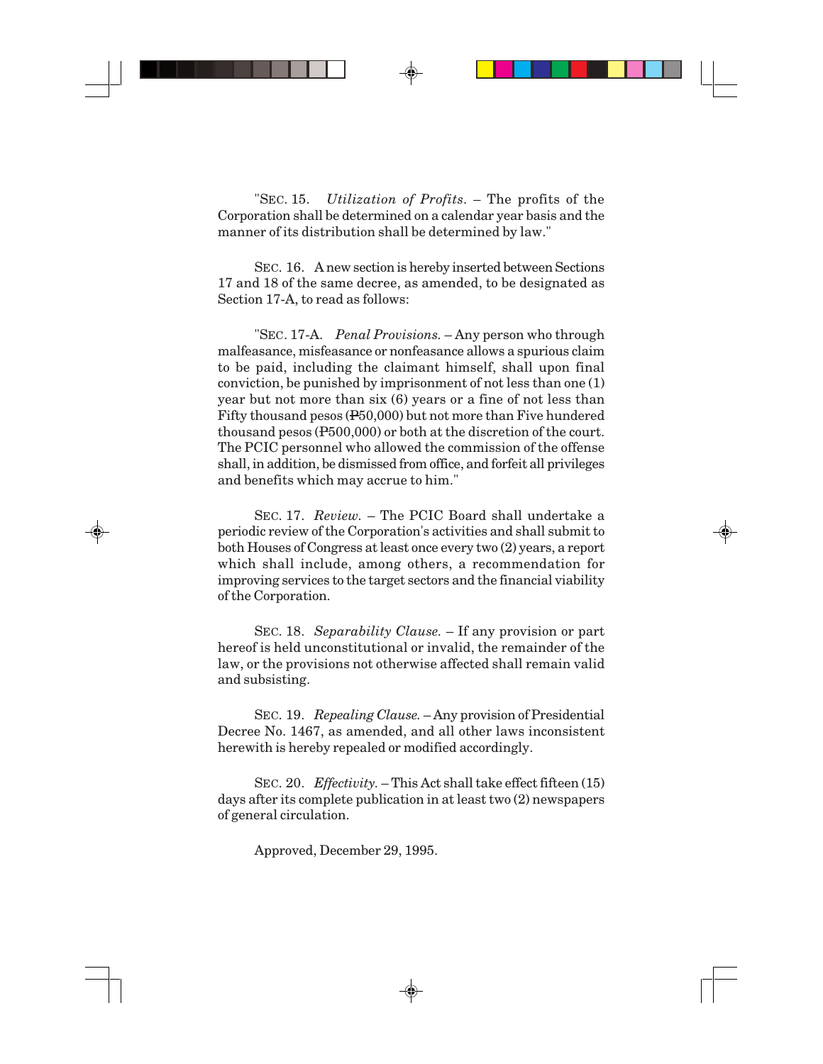"SEC. 15. *Utilization of Profits*. – The profits of the Corporation shall be determined on a calendar year basis and the manner of its distribution shall be determined by law."

SEC. 16. A new section is hereby inserted between Sections 17 and 18 of the same decree, as amended, to be designated as Section 17-A, to read as follows:

"SEC. 17-A. *Penal Provisions.* – Any person who through malfeasance, misfeasance or nonfeasance allows a spurious claim to be paid, including the claimant himself, shall upon final conviction, be punished by imprisonment of not less than one (1) year but not more than six (6) years or a fine of not less than Fifty thousand pesos (₱50,000) but not more than Five hundered thousand pesos (₱500,000) or both at the discretion of the court. The PCIC personnel who allowed the commission of the offense shall, in addition, be dismissed from office, and forfeit all privileges and benefits which may accrue to him."

SEC. 17. *Review.* – The PCIC Board shall undertake a periodic review of the Corporation's activities and shall submit to both Houses of Congress at least once every two (2) years, a report which shall include, among others, a recommendation for improving services to the target sectors and the financial viability of the Corporation.

SEC. 18. *Separability Clause.* – If any provision or part hereof is held unconstitutional or invalid, the remainder of the law, or the provisions not otherwise affected shall remain valid and subsisting.

SEC. 19. *Repealing Clause.* – Any provision of Presidential Decree No. 1467, as amended, and all other laws inconsistent herewith is hereby repealed or modified accordingly.

SEC. 20. *Effectivity.* – This Act shall take effect fifteen (15) days after its complete publication in at least two (2) newspapers of general circulation.

Approved, December 29, 1995.